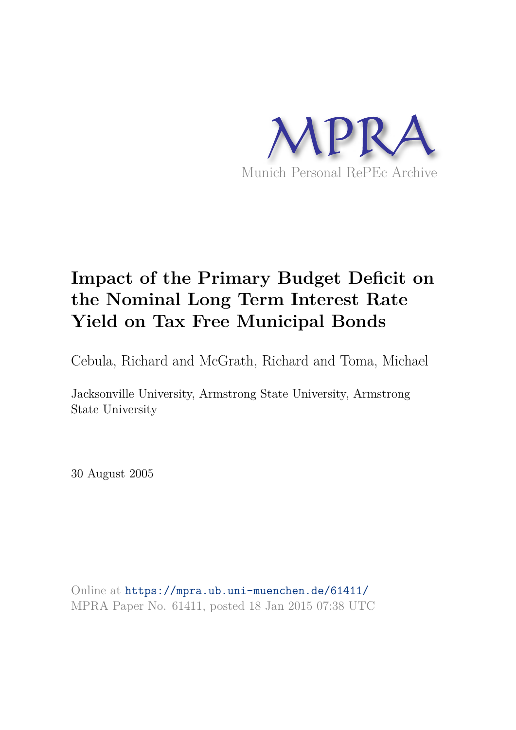MPRA

Munich Personal RePEc Archive

# Impact of the Primary Budget Deficit on the Nominal Long Term Interest Rate Yield on Tax Free Municipal Bonds

Cebula, Richard and McGrath, Richard and Toma, Michael

Jacksonville University, Armstrong State University, Armstrong State University

30 August 2005

Online at https://mpra.ub.uni-muenchen.de/61411/
MPRA Paper No. 61411, posted 18 Jan 2015 07:38 UTC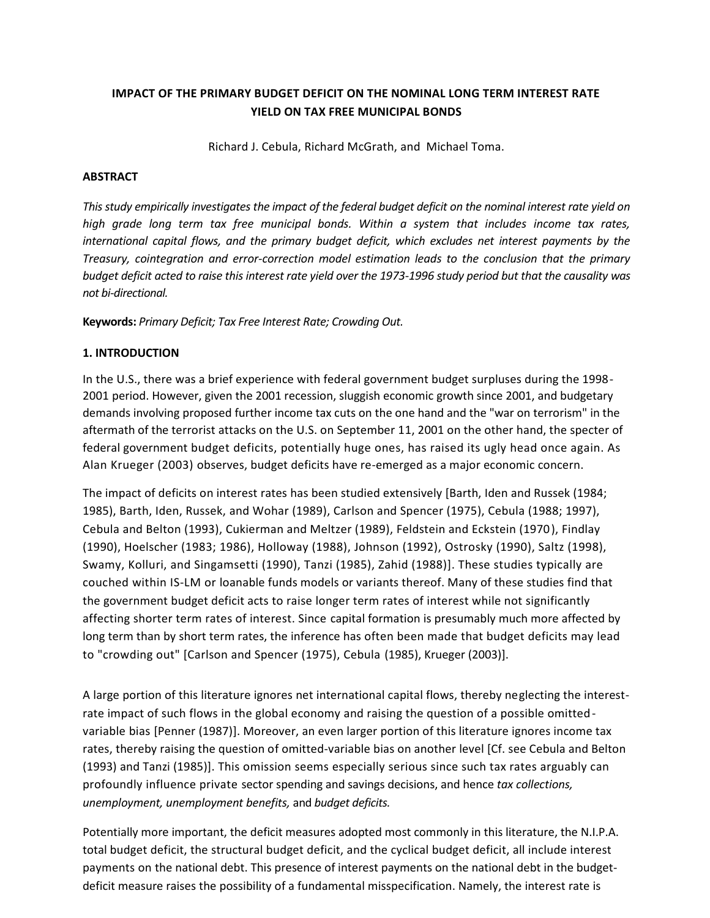# IMPACT OF THE PRIMARY BUDGET DEFICIT ON THE NOMINAL LONG TERM INTEREST RATE YIELD ON TAX FREE MUNICIPAL BONDS

Richard J. Cebula, Richard McGrath, and Michael Toma.

## ABSTRACT

*This study empirically investigates the impact of the federal budget deficit on the nominal interest rate yield on high grade long term tax free municipal bonds. Within a system that includes income tax rates, international capital flows, and the primary budget deficit, which excludes net interest payments by the Treasury, cointegration and error-correction model estimation leads to the conclusion that the primary budget deficit acted to raise this interest rate yield over the 1973-1996 study period but that the causality was not bi-directional.*

**Keywords:** *Primary Deficit; Tax Free Interest Rate; Crowding Out.*

## 1. INTRODUCTION

In the U.S., there was a brief experience with federal government budget surpluses during the 1998-2001 period. However, given the 2001 recession, sluggish economic growth since 2001, and budgetary demands involving proposed further income tax cuts on the one hand and the "war on terrorism" in the aftermath of the terrorist attacks on the U.S. on September 11, 2001 on the other hand, the specter of federal government budget deficits, potentially huge ones, has raised its ugly head once again. As Alan Krueger (2003) observes, budget deficits have re-emerged as a major economic concern.

The impact of deficits on interest rates has been studied extensively [Barth, Iden and Russek (1984; 1985), Barth, Iden, Russek, and Wohar (1989), Carlson and Spencer (1975), Cebula (1988; 1997), Cebula and Belton (1993), Cukierman and Meltzer (1989), Feldstein and Eckstein (1970), Findlay (1990), Hoelscher (1983; 1986), Holloway (1988), Johnson (1992), Ostrosky (1990), Saltz (1998), Swamy, Kolluri, and Singamsetti (1990), Tanzi (1985), Zahid (1988)]. These studies typically are couched within IS-LM or loanable funds models or variants thereof. Many of these studies find that the government budget deficit acts to raise longer term rates of interest while not significantly affecting shorter term rates of interest. Since capital formation is presumably much more affected by long term than by short term rates, the inference has often been made that budget deficits may lead to "crowding out" [Carlson and Spencer (1975), Cebula (1985), Krueger (2003)].

A large portion of this literature ignores net international capital flows, thereby neglecting the interest-rate impact of such flows in the global economy and raising the question of a possible omitted-variable bias [Penner (1987)]. Moreover, an even larger portion of this literature ignores income tax rates, thereby raising the question of omitted-variable bias on another level [Cf. see Cebula and Belton (1993) and Tanzi (1985)]. This omission seems especially serious since such tax rates arguably can profoundly influence private sector spending and savings decisions, and hence *tax collections, unemployment, unemployment benefits,* and *budget deficits.*

Potentially more important, the deficit measures adopted most commonly in this literature, the N.I.P.A. total budget deficit, the structural budget deficit, and the cyclical budget deficit, all include interest payments on the national debt. This presence of interest payments on the national debt in the budget-deficit measure raises the possibility of a fundamental misspecification. Namely, the interest rate is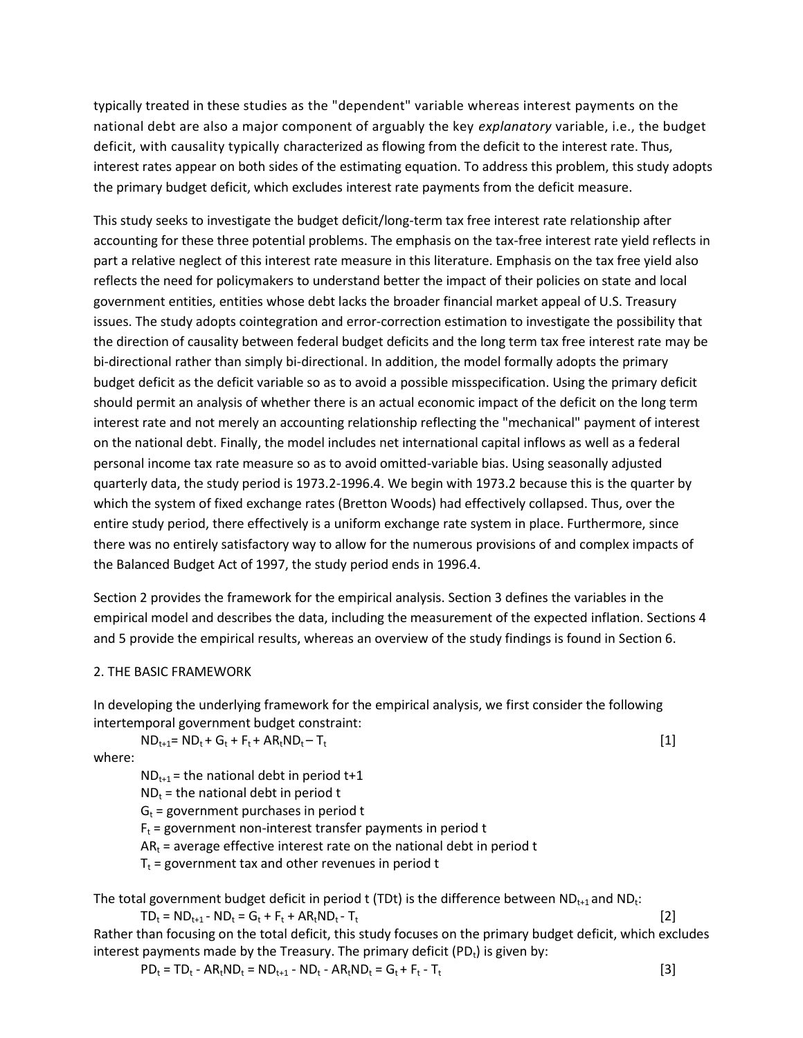typically treated in these studies as the "dependent" variable whereas interest payments on the national debt are also a major component of arguably the key *explanatory* variable, i.e., the budget deficit, with causality typically characterized as flowing from the deficit to the interest rate. Thus, interest rates appear on both sides of the estimating equation. To address this problem, this study adopts the primary budget deficit, which excludes interest rate payments from the deficit measure.

This study seeks to investigate the budget deficit/long-term tax free interest rate relationship after accounting for these three potential problems. The emphasis on the tax-free interest rate yield reflects in part a relative neglect of this interest rate measure in this literature. Emphasis on the tax free yield also reflects the need for policymakers to understand better the impact of their policies on state and local government entities, entities whose debt lacks the broader financial market appeal of U.S. Treasury issues. The study adopts cointegration and error-correction estimation to investigate the possibility that the direction of causality between federal budget deficits and the long term tax free interest rate may be bi-directional rather than simply bi-directional. In addition, the model formally adopts the primary budget deficit as the deficit variable so as to avoid a possible misspecification. Using the primary deficit should permit an analysis of whether there is an actual economic impact of the deficit on the long term interest rate and not merely an accounting relationship reflecting the "mechanical" payment of interest on the national debt. Finally, the model includes net international capital inflows as well as a federal personal income tax rate measure so as to avoid omitted-variable bias. Using seasonally adjusted quarterly data, the study period is 1973.2-1996.4. We begin with 1973.2 because this is the quarter by which the system of fixed exchange rates (Bretton Woods) had effectively collapsed. Thus, over the entire study period, there effectively is a uniform exchange rate system in place. Furthermore, since there was no entirely satisfactory way to allow for the numerous provisions of and complex impacts of the Balanced Budget Act of 1997, the study period ends in 1996.4.

Section 2 provides the framework for the empirical analysis. Section 3 defines the variables in the empirical model and describes the data, including the measurement of the expected inflation. Sections 4 and 5 provide the empirical results, whereas an overview of the study findings is found in Section 6.

## 2. THE BASIC FRAMEWORK

In developing the underlying framework for the empirical analysis, we first consider the following intertemporal government budget constraint:

$$ND_{t+1} = ND_t + G_t + F_t + AR_t ND_t - T_t \qquad [1]$$

where:

- $ND_{t+1}$ = the national debt in period t+1
- $ND_t$ = the national debt in period t
- $G_t$ = government purchases in period t
- $F_t$ = government non-interest transfer payments in period t
- $AR_t$ = average effective interest rate on the national debt in period t
- $T_t$ = government tax and other revenues in period t

The total government budget deficit in period t (TDt) is the difference between $ND_{t+1}$ and $ND_t$:

$$TD_t = ND_{t+1} - ND_t = G_t + F_t + AR_t ND_t - T_t \qquad [2]$$

Rather than focusing on the total deficit, this study focuses on the primary budget deficit, which excludes interest payments made by the Treasury. The primary deficit ($PD_t$) is given by:

$$PD_t = TD_t - AR_t ND_t = ND_{t+1} - ND_t - AR_t ND_t = G_t + F_t - T_t \qquad [3]$$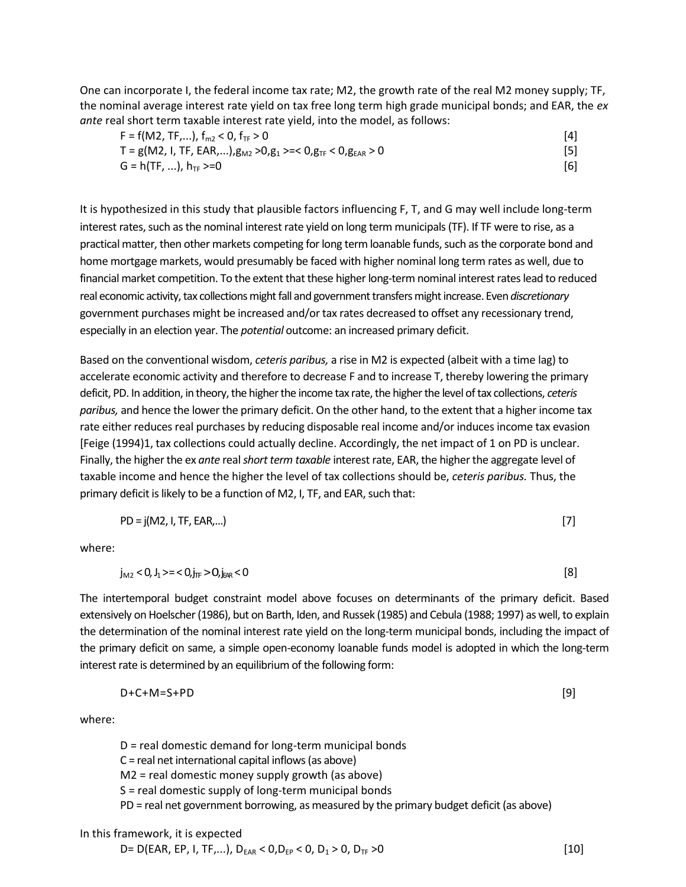One can incorporate I, the federal income tax rate; M2, the growth rate of the real M2 money supply; TF, the nominal average interest rate yield on tax free long term high grade municipal bonds; and EAR, the *ex ante* real short term taxable interest rate yield, into the model, as follows:

$$F = f(M2, TF, ...), f_{m2} < 0, f_{TF} > 0 \quad [4]$$

$$T = g(M2, I, TF, EAR, ...), g_{M2} > 0, g_1 >=< 0, g_{TF} < 0, g_{EAR} > 0 \quad [5]$$

$$G = h(TF, ...), h_{TF} >= 0 \quad [6]$$

It is hypothesized in this study that plausible factors influencing F, T, and G may well include long-term interest rates, such as the nominal interest rate yield on long term municipals (TF). If TF were to rise, as a practical matter, then other markets competing for long term loanable funds, such as the corporate bond and home mortgage markets, would presumably be faced with higher nominal long term rates as well, due to financial market competition. To the extent that these higher long-term nominal interest rates lead to reduced real economic activity, tax collections might fall and government transfers might increase. Even *discretionary* government purchases might be increased and/or tax rates decreased to offset any recessionary trend, especially in an election year. The *potential* outcome: an increased primary deficit.

Based on the conventional wisdom, *ceteris paribus,* a rise in M2 is expected (albeit with a time lag) to accelerate economic activity and therefore to decrease F and to increase T, thereby lowering the primary deficit, PD. In addition, in theory, the higher the income tax rate, the higher the level of tax collections, *ceteris paribus,* and hence the lower the primary deficit. On the other hand, to the extent that a higher income tax rate either reduces real purchases by reducing disposable real income and/or induces income tax evasion [Feige (1994)1, tax collections could actually decline. Accordingly, the net impact of 1 on PD is unclear. Finally, the higher the ex *ante* real *short term taxable* interest rate, EAR, the higher the aggregate level of taxable income and hence the higher the level of tax collections should be, *ceteris paribus.* Thus, the primary deficit is likely to be a function of M2, I, TF, and EAR, such that:

$$PD = j(M2, I, TF, EAR, ...) \quad [7]$$

where:

$$j_{M2} < 0, J_1 >=< 0, j_{TF} > 0, j_{EAR} < 0 \quad [8]$$

The intertemporal budget constraint model above focuses on determinants of the primary deficit. Based extensively on Hoelscher (1986), but on Barth, Iden, and Russek (1985) and Cebula (1988; 1997) as well, to explain the determination of the nominal interest rate yield on the long-term municipal bonds, including the impact of the primary deficit on same, a simple open-economy loanable funds model is adopted in which the long-term interest rate is determined by an equilibrium of the following form:

$$D + C + M = S + PD \quad [9]$$

where:

D = real domestic demand for long-term municipal bonds
C = real net international capital inflows (as above)
M2 = real domestic money supply growth (as above)
S = real domestic supply of long-term municipal bonds
PD = real net government borrowing, as measured by the primary budget deficit (as above)

In this framework, it is expected

$$D = D(EAR, EP, I, TF, ...), D_{EAR} < 0, D_{EP} < 0, D_1 > 0, D_{TF} > 0 \quad [10]$$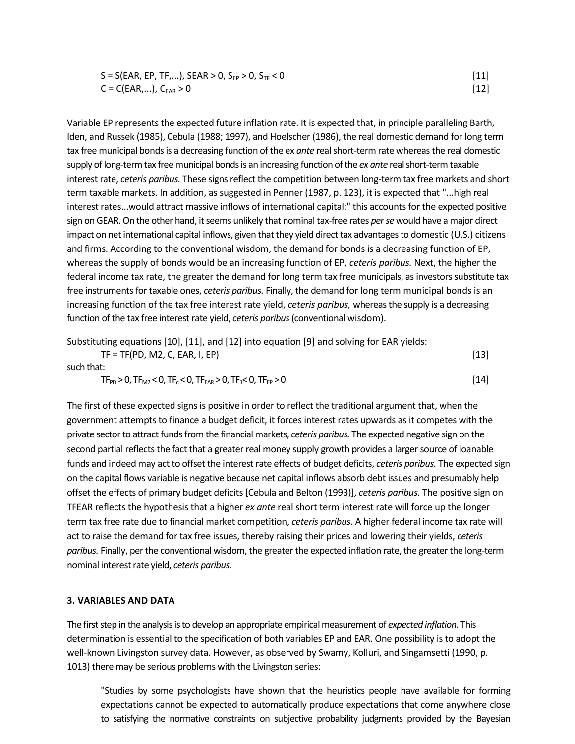$$S = S(EAR, EP, TF, ...), S_{EAR} > 0, S_{EP} > 0, S_{TF} < 0 \quad [11]$$

$$C = C(EAR, ...), C_{EAR} > 0 \quad [12]$$

Variable EP represents the expected future inflation rate. It is expected that, in principle paralleling Barth, Iden, and Russek (1985), Cebula (1988; 1997), and Hoelscher (1986), the real domestic demand for long term tax free municipal bonds is a decreasing function of the ex *ante* real short-term rate whereas the real domestic supply of long-term tax free municipal bonds is an increasing function of the *ex ante* real short-term taxable interest rate, *ceteris paribus.* These signs reflect the competition between long-term tax free markets and short term taxable markets. In addition, as suggested in Penner (1987, p. 123), it is expected that "...high real interest rates...would attract massive inflows of international capital;" this accounts for the expected positive sign on GEAR. On the other hand, it seems unlikely that nominal tax-free rates *per se* would have a major direct impact on net international capital inflows, given that they yield direct tax advantages to domestic (U.S.) citizens and firms. According to the conventional wisdom, the demand for bonds is a decreasing function of EP, whereas the supply of bonds would be an increasing function of EP, *ceteris paribus.* Next, the higher the federal income tax rate, the greater the demand for long term tax free municipals, as investors substitute tax free instruments for taxable ones, *ceteris paribus.* Finally, the demand for long term municipal bonds is an increasing function of the tax free interest rate yield, *ceteris paribus,* whereas the supply is a decreasing function of the tax free interest rate yield, *ceteris paribus* (conventional wisdom).

Substituting equations [10], [11], and [12] into equation [9] and solving for EAR yields:

$$TF = TF(PD, M2, C, EAR, I, EP) \quad [13]$$

such that:

$$TF_{PD} > 0, TF_{M2} < 0, TF_{c} < 0, TF_{EAR} > 0, TF_{1} < 0, TF_{EP} > 0 \quad [14]$$

The first of these expected signs is positive in order to reflect the traditional argument that, when the government attempts to finance a budget deficit, it forces interest rates upwards as it competes with the private sector to attract funds from the financial markets, *ceteris paribus.* The expected negative sign on the second partial reflects the fact that a greater real money supply growth provides a larger source of loanable funds and indeed may act to offset the interest rate effects of budget deficits, *ceteris paribus.* The expected sign on the capital flows variable is negative because net capital inflows absorb debt issues and presumably help offset the effects of primary budget deficits [Cebula and Belton (1993)], *ceteris paribus.* The positive sign on TFEAR reflects the hypothesis that a higher *ex ante* real short term interest rate will force up the longer term tax free rate due to financial market competition, *ceteris paribus.* A higher federal income tax rate will act to raise the demand for tax free issues, thereby raising their prices and lowering their yields, *ceteris paribus.* Finally, per the conventional wisdom, the greater the expected inflation rate, the greater the long-term nominal interest rate yield, *ceteris paribus.*

## 3. VARIABLES AND DATA

The first step in the analysis is to develop an appropriate empirical measurement of *expected inflation.* This determination is essential to the specification of both variables EP and EAR. One possibility is to adopt the well-known Livingston survey data. However, as observed by Swamy, Kolluri, and Singamsetti (1990, p. 1013) there may be serious problems with the Livingston series:

> "Studies by some psychologists have shown that the heuristics people have available for forming expectations cannot be expected to automatically produce expectations that come anywhere close to satisfying the normative constraints on subjective probability judgments provided by the Bayesian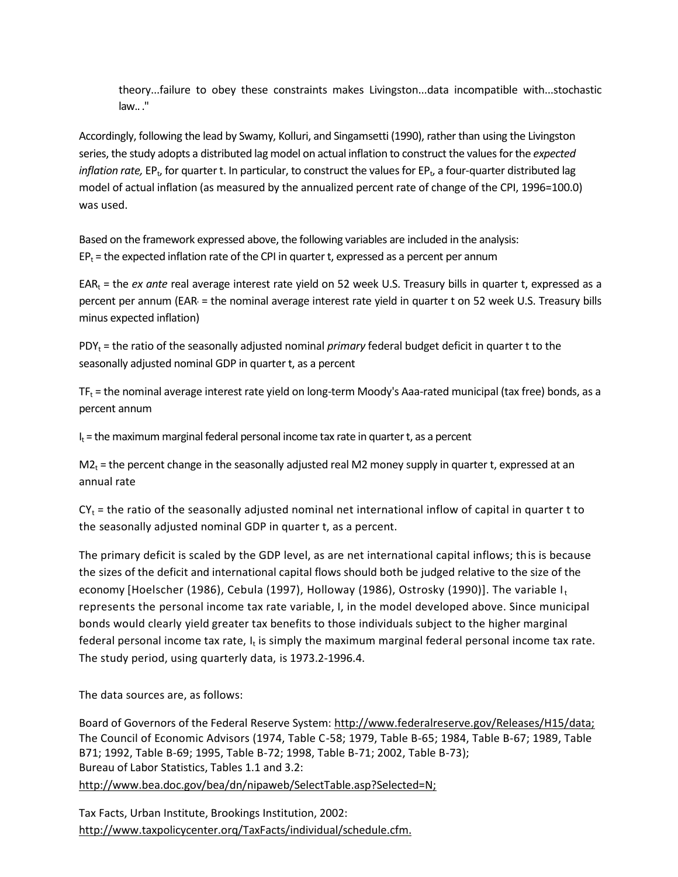> theory...failure to obey these constraints makes Livingston...data incompatible with...stochastic law.. ."

Accordingly, following the lead by Swamy, Kolluri, and Singamsetti (1990), rather than using the Livingston series, the study adopts a distributed lag model on actual inflation to construct the values for the *expected inflation rate,* $EP_t$, for quarter t. In particular, to construct the values for $EP_t$, a four-quarter distributed lag model of actual inflation (as measured by the annualized percent rate of change of the CPI, 1996=100.0) was used.

Based on the framework expressed above, the following variables are included in the analysis:
$EP_t$ = the expected inflation rate of the CPI in quarter t, expressed as a percent per annum

$EAR_t$ = the *ex ante* real average interest rate yield on 52 week U.S. Treasury bills in quarter t, expressed as a percent per annum ($EAR_t$ = the nominal average interest rate yield in quarter t on 52 week U.S. Treasury bills minus expected inflation)

$PDY_t$ = the ratio of the seasonally adjusted nominal *primary* federal budget deficit in quarter t to the seasonally adjusted nominal GDP in quarter t, as a percent

$TF_t$ = the nominal average interest rate yield on long-term Moody's Aaa-rated municipal (tax free) bonds, as a percent annum

$I_t$ = the maximum marginal federal personal income tax rate in quarter t, as a percent

$M2_t$ = the percent change in the seasonally adjusted real M2 money supply in quarter t, expressed at an annual rate

$CY_t$ = the ratio of the seasonally adjusted nominal net international inflow of capital in quarter t to the seasonally adjusted nominal GDP in quarter t, as a percent.

The primary deficit is scaled by the GDP level, as are net international capital inflows; this is because the sizes of the deficit and international capital flows should both be judged relative to the size of the economy [Hoelscher (1986), Cebula (1997), Holloway (1986), Ostrosky (1990)]. The variable $I_t$ represents the personal income tax rate variable, I, in the model developed above. Since municipal bonds would clearly yield greater tax benefits to those individuals subject to the higher marginal federal personal income tax rate, $I_t$ is simply the maximum marginal federal personal income tax rate. The study period, using quarterly data, is 1973.2-1996.4.

The data sources are, as follows:

Board of Governors of the Federal Reserve System: http://www.federalreserve.gov/Releases/H15/data;
The Council of Economic Advisors (1974, Table C-58; 1979, Table B-65; 1984, Table B-67; 1989, Table B71; 1992, Table B-69; 1995, Table B-72; 1998, Table B-71; 2002, Table B-73);
Bureau of Labor Statistics, Tables 1.1 and 3.2:
http://www.bea.doc.gov/bea/dn/nipaweb/SelectTable.asp?Selected=N;

Tax Facts, Urban Institute, Brookings Institution, 2002:
http://www.taxpolicycenter.org/TaxFacts/individual/schedule.cfm.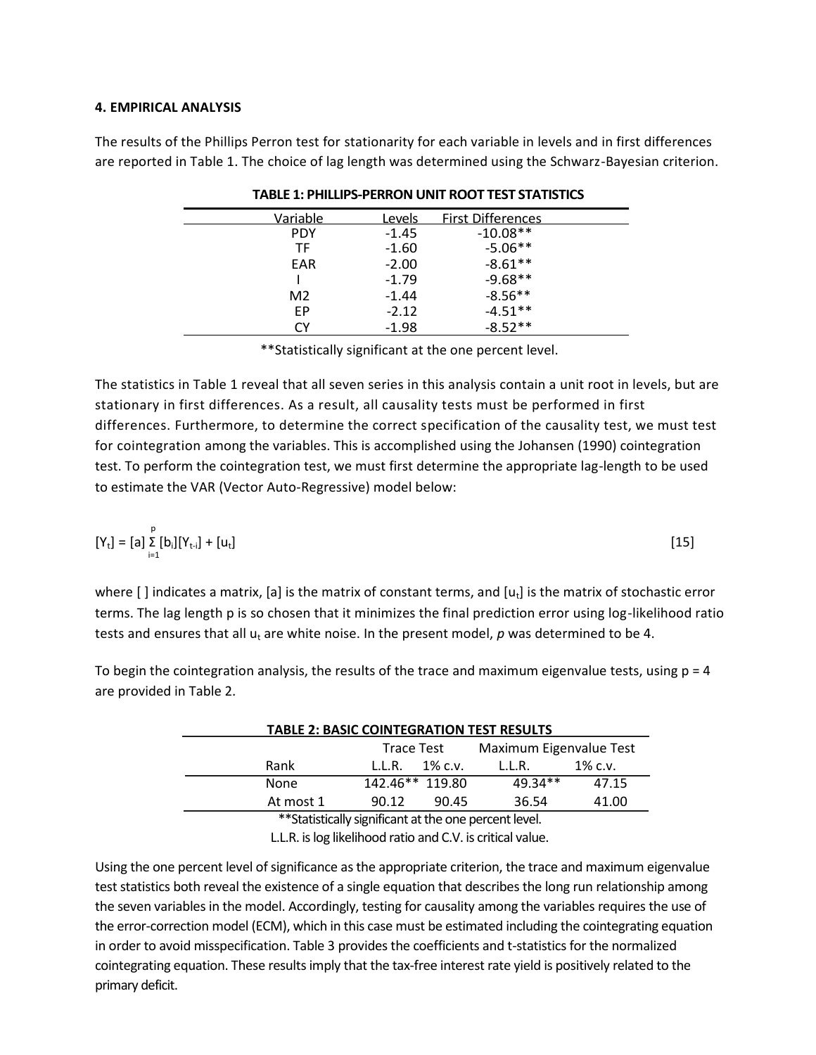#### 4. EMPIRICAL ANALYSIS

The results of the Phillips Perron test for stationarity for each variable in levels and in first differences are reported in Table 1. The choice of lag length was determined using the Schwarz-Bayesian criterion.

**TABLE 1: PHILLIPS-PERRON UNIT ROOT TEST STATISTICS**

| Variable | Levels | First Differences |
|---|---|---|
| PDY | -1.45 | -10.08** |
| TF | -1.60 | -5.06** |
| EAR | -2.00 | -8.61** |
| I | -1.79 | -9.68** |
| M2 | -1.44 | -8.56** |
| EP | -2.12 | -4.51** |
| CY | -1.98 | -8.52** |

**Statistically significant at the one percent level.

The statistics in Table 1 reveal that all seven series in this analysis contain a unit root in levels, but are stationary in first differences. As a result, all causality tests must be performed in first differences. Furthermore, to determine the correct specification of the causality test, we must test for cointegration among the variables. This is accomplished using the Johansen (1990) cointegration test. To perform the cointegration test, we must first determine the appropriate lag-length to be used to estimate the VAR (Vector Auto-Regressive) model below:

$$[Y_t] = [a] \sum_{i=1}^{p} [b_i][Y_{t-i}] + [u_t] \qquad [15]$$

where [ ] indicates a matrix, [a] is the matrix of constant terms, and $[u_t]$ is the matrix of stochastic error terms. The lag length p is so chosen that it minimizes the final prediction error using log-likelihood ratio tests and ensures that all $u_t$ are white noise. In the present model, *p* was determined to be 4.

To begin the cointegration analysis, the results of the trace and maximum eigenvalue tests, using p = 4 are provided in Table 2.

**TABLE 2: BASIC COINTEGRATION TEST RESULTS**

| | Trace Test | | Maximum Eigenvalue Test | |
|---|---|---|---|---|
| Rank | L.L.R. | 1% c.v. | L.L.R. | 1% c.v. |
| None | 142.46** | 119.80 | 49.34** | 47.15 |
| At most 1 | 90.12 | 90.45 | 36.54 | 41.00 |

**Statistically significant at the one percent level.

L.L.R. is log likelihood ratio and C.V. is critical value.

Using the one percent level of significance as the appropriate criterion, the trace and maximum eigenvalue test statistics both reveal the existence of a single equation that describes the long run relationship among the seven variables in the model. Accordingly, testing for causality among the variables requires the use of the error-correction model (ECM), which in this case must be estimated including the cointegrating equation in order to avoid misspecification. Table 3 provides the coefficients and t-statistics for the normalized cointegrating equation. These results imply that the tax-free interest rate yield is positively related to the primary deficit.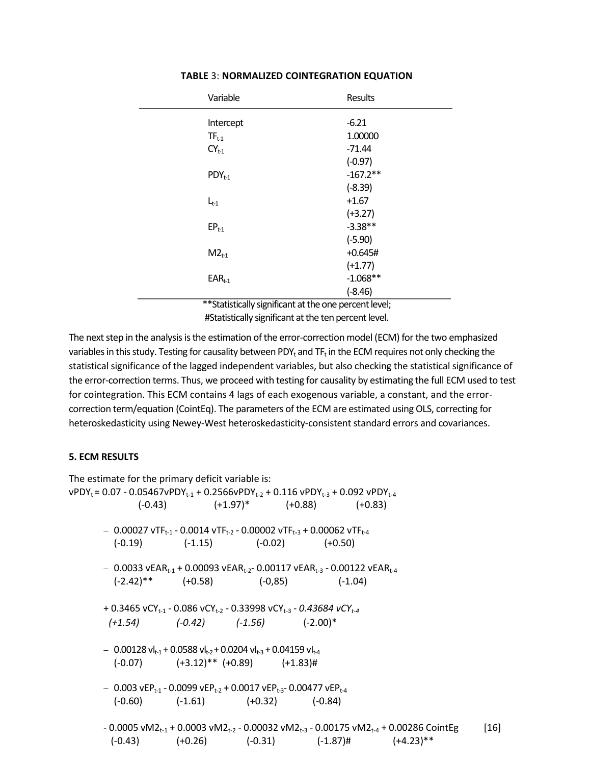**TABLE 3: NORMALIZED COINTEGRATION EQUATION**

| Variable | Results |
|---|---|
| Intercept | -6.21 |
| $TF_{t-1}$ | 1.00000 |
| $CY_{t-1}$ | -71.44 |
| | (-0.97) |
| $PDY_{t-1}$ | -167.2** |
| | (-8.39) |
| $L_{t-1}$ | +1.67 |
| | (+3.27) |
| $EP_{t-1}$ | -3.38** |
| | (-5.90) |
| $M2_{t-1}$ | +0.645# |
| | (+1.77) |
| $EAR_{t-1}$ | -1.068** |
| | (-8.46) |

**Statistically significant at the one percent level;
#Statistically significant at the ten percent level.

The next step in the analysis is the estimation of the error-correction model (ECM) for the two emphasized variables in this study. Testing for causality between $PDY_t$ and $TF_t$ in the ECM requires not only checking the statistical significance of the lagged independent variables, but also checking the statistical significance of the error-correction terms. Thus, we proceed with testing for causality by estimating the full ECM used to test for cointegration. This ECM contains 4 lags of each exogenous variable, a constant, and the error-correction term/equation (CointEq). The parameters of the ECM are estimated using OLS, correcting for heteroskedasticity using Newey-West heteroskedasticity-consistent standard errors and covariances.

**5. ECM RESULTS**

The estimate for the primary deficit variable is:

$$
\begin{aligned}
vPDY_t = \; & 0.07 - \underset{(-0.43)}{0.05467 vPDY_{t-1}} + \underset{(+1.97)^{*}}{0.2566 vPDY_{t-2}} + \underset{(+0.88)}{0.116\, vPDY_{t-3}} + \underset{(+0.83)}{0.092\, vPDY_{t-4}} \\
& - \underset{(-0.19)}{0.00027\, vTF_{t-1}} - \underset{(-1.15)}{0.0014\, vTF_{t-2}} - \underset{(-0.02)}{0.00002\, vTF_{t-3}} + \underset{(+0.50)}{0.00062\, vTF_{t-4}} \\
& - \underset{(-2.42)^{**}}{0.0033\, vEAR_{t-1}} + \underset{(+0.58)}{0.00093\, vEAR_{t-2}} - \underset{(-0,85)}{0.00117\, vEAR_{t-3}} - \underset{(-1.04)}{0.00122\, vEAR_{t-4}} \\
& + \underset{(+1.54)}{0.3465\, vCY_{t-1}} - \underset{(-0.42)}{0.086\, vCY_{t-2}} - \underset{(-1.56)}{0.33998\, vCY_{t-3}} - \underset{(-2.00)^{*}}{0.43684\, vCY_{t-4}} \\
& - \underset{(-0.07)}{0.00128\, vl_{t-1}} + \underset{(+3.12)^{**}}{0.0588\, vl_{t-2}} + \underset{(+0.89)}{0.0204\, vl_{t-3}} + \underset{(+1.83)\#}{0.04159\, vl_{t-4}} \\
& - \underset{(-0.60)}{0.003\, vEP_{t-1}} - \underset{(-1.61)}{0.0099\, vEP_{t-2}} + \underset{(+0.32)}{0.0017\, vEP_{t-3}} - \underset{(-0.84)}{0.00477\, vEP_{t-4}} \\
& - \underset{(-0.43)}{0.0005\, vM2_{t-1}} + \underset{(+0.26)}{0.0003\, vM2_{t-2}} - \underset{(-0.31)}{0.00032\, vM2_{t-3}} - \underset{(-1.87)\#}{0.00175\, vM2_{t-4}} + \underset{(+4.23)^{**}}{0.00286\, CointEg}
\end{aligned}
\qquad [16]
$$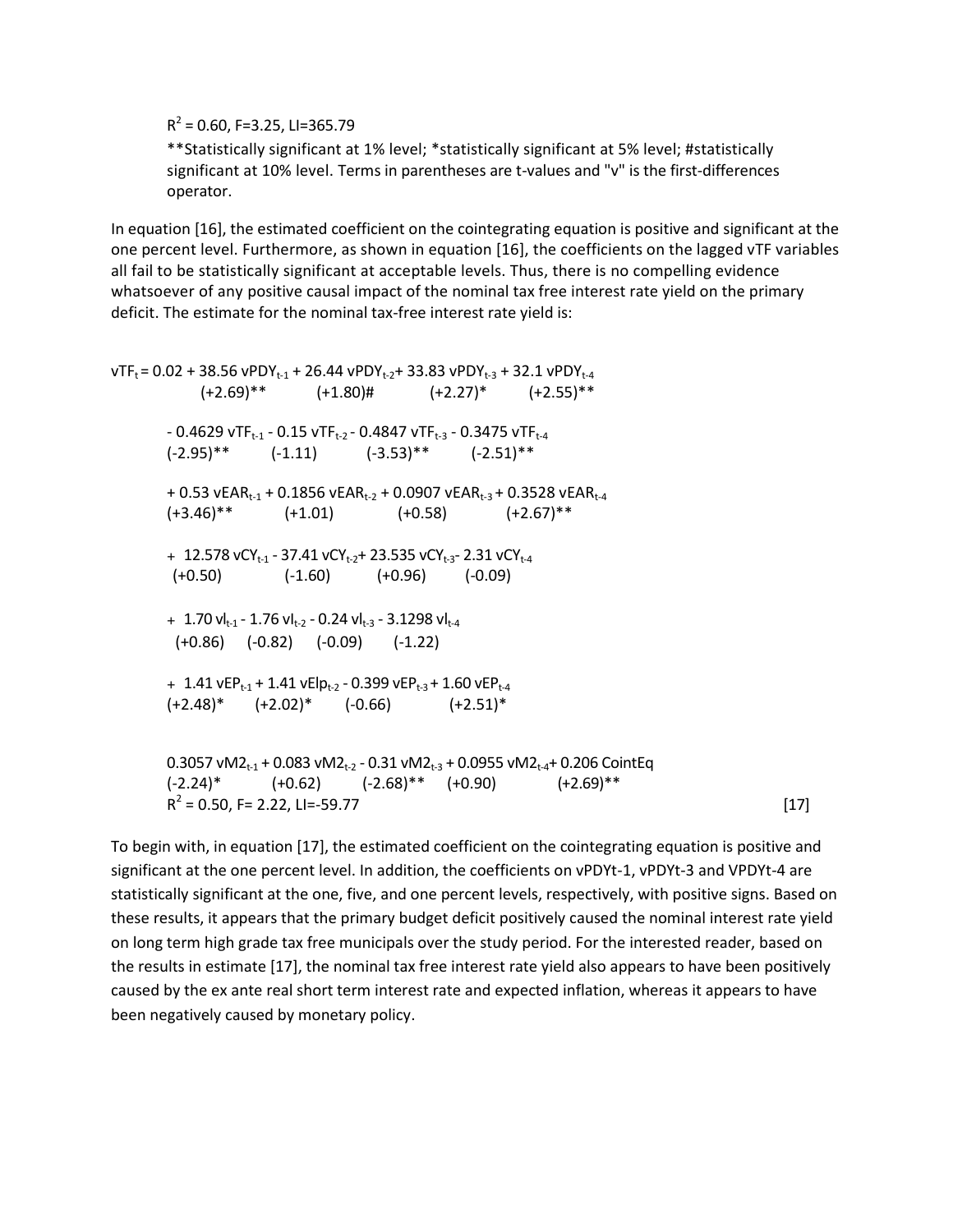$R^2 = 0.60$, F=3.25, LI=365.79

**Statistically significant at 1% level; *statistically significant at 5% level; #statistically significant at 10% level. Terms in parentheses are t-values and "v" is the first-differences operator.

In equation [16], the estimated coefficient on the cointegrating equation is positive and significant at the one percent level. Furthermore, as shown in equation [16], the coefficients on the lagged vTF variables all fail to be statistically significant at acceptable levels. Thus, there is no compelling evidence whatsoever of any positive causal impact of the nominal tax free interest rate yield on the primary deficit. The estimate for the nominal tax-free interest rate yield is:

$$
\begin{aligned}
vTF_t = {} & 0.02 + \underset{(+2.69)^{**}}{38.56\, vPDY_{t-1}} + \underset{(+1.80)\#}{26.44\, vPDY_{t-2}} + \underset{(+2.27)^{*}}{33.83\, vPDY_{t-3}} + \underset{(+2.55)^{**}}{32.1\, vPDY_{t-4}} \\
& - \underset{(-2.95)^{**}}{0.4629\, vTF_{t-1}} - \underset{(-1.11)}{0.15\, vTF_{t-2}} - \underset{(-3.53)^{**}}{0.4847\, vTF_{t-3}} - \underset{(-2.51)^{**}}{0.3475\, vTF_{t-4}} \\
& + \underset{(+3.46)^{**}}{0.53\, vEAR_{t-1}} + \underset{(+1.01)}{0.1856\, vEAR_{t-2}} + \underset{(+0.58)}{0.0907\, vEAR_{t-3}} + \underset{(+2.67)^{**}}{0.3528\, vEAR_{t-4}} \\
& + \underset{(+0.50)}{12.578\, vCY_{t-1}} - \underset{(-1.60)}{37.41\, vCY_{t-2}} + \underset{(+0.96)}{23.535\, vCY_{t-3}} - \underset{(-0.09)}{2.31\, vCY_{t-4}} \\
& + \underset{(+0.86)}{1.70\, vI_{t-1}} - \underset{(-0.82)}{1.76\, vI_{t-2}} - \underset{(-0.09)}{0.24\, vI_{t-3}} - \underset{(-1.22)}{3.1298\, vI_{t-4}} \\
& + \underset{(+2.48)^{*}}{1.41\, vEP_{t-1}} + \underset{(+2.02)^{*}}{1.41\, vElp_{t-2}} - \underset{(-0.66)}{0.399\, vEP_{t-3}} + \underset{(+2.51)^{*}}{1.60\, vEP_{t-4}} \\
& \underset{(-2.24)^{*}}{0.3057\, vM2_{t-1}} + \underset{(+0.62)}{0.083\, vM2_{t-2}} - \underset{(-2.68)^{**}}{0.31\, vM2_{t-3}} + \underset{(+0.90)}{0.0955\, vM2_{t-4}} + \underset{(+2.69)^{**}}{0.206\, CointEq}
\end{aligned}
\qquad [17]
$$

$R^2 = 0.50$, F= 2.22, LI=-59.77

To begin with, in equation [17], the estimated coefficient on the cointegrating equation is positive and significant at the one percent level. In addition, the coefficients on vPDYt-1, vPDYt-3 and VPDYt-4 are statistically significant at the one, five, and one percent levels, respectively, with positive signs. Based on these results, it appears that the primary budget deficit positively caused the nominal interest rate yield on long term high grade tax free municipals over the study period. For the interested reader, based on the results in estimate [17], the nominal tax free interest rate yield also appears to have been positively caused by the ex ante real short term interest rate and expected inflation, whereas it appears to have been negatively caused by monetary policy.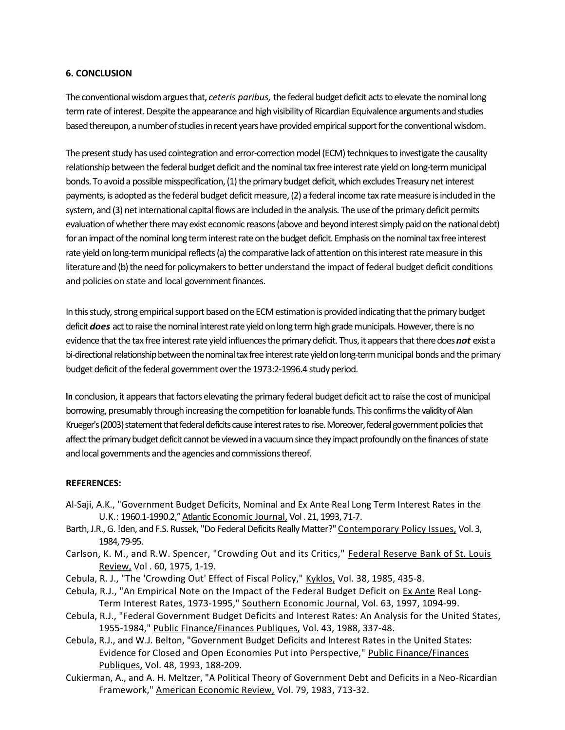**6. CONCLUSION**

The conventional wisdom argues that, *ceteris paribus,* the federal budget deficit acts to elevate the nominal long term rate of interest. Despite the appearance and high visibility of Ricardian Equivalence arguments and studies based thereupon, a number of studies in recent years have provided empirical support for the conventional wisdom.

The present study has used cointegration and error-correction model (ECM) techniques to investigate the causality relationship between the federal budget deficit and the nominal tax free interest rate yield on long-term municipal bonds. To avoid a possible misspecification, (1) the primary budget deficit, which excludes Treasury net interest payments, is adopted as the federal budget deficit measure, (2) a federal income tax rate measure is included in the system, and (3) net international capital flows are included in the analysis. The use of the primary deficit permits evaluation of whether there may exist economic reasons (above and beyond interest simply paid on the national debt) for an impact of the nominal long term interest rate on the budget deficit. Emphasis on the nominal tax free interest rate yield on long-term municipal reflects (a) the comparative lack of attention on this interest rate measure in this literature and (b) the need for policymakers to better understand the impact of federal budget deficit conditions and policies on state and local government finances.

In this study, strong empirical support based on the ECM estimation is provided indicating that the primary budget deficit ***does*** act to raise the nominal interest rate yield on long term high grade municipals. However, there is no evidence that the tax free interest rate yield influences the primary deficit. Thus, it appears that there does ***not*** exist a bi-directional relationship between the nominal tax free interest rate yield on long-term municipal bonds and the primary budget deficit of the federal government over the 1973:2-1996.4 study period.

In conclusion, it appears that factors elevating the primary federal budget deficit act to raise the cost of municipal borrowing, presumably through increasing the competition for loanable funds. This confirms the validity of Alan Krueger's (2003) statement that federal deficits cause interest rates to rise. Moreover, federal government policies that affect the primary budget deficit cannot be viewed in a vacuum since they impact profoundly on the finances of state and local governments and the agencies and commissions thereof.

**REFERENCES:**

Al-Saji, A.K., "Government Budget Deficits, Nominal and Ex Ante Real Long Term Interest Rates in the U.K.: 1960.1-1990.2," Atlantic Economic Journal, Vol. 21, 1993, 71-7.

Barth, J.R., G. Iden, and F.S. Russek, "Do Federal Deficits Really Matter?" Contemporary Policy Issues, Vol. 3, 1984, 79-95.

Carlson, K. M., and R.W. Spencer, "Crowding Out and its Critics," Federal Reserve Bank of St. Louis Review, Vol. 60, 1975, 1-19.

Cebula, R. J., "The 'Crowding Out' Effect of Fiscal Policy," Kyklos, Vol. 38, 1985, 435-8.

Cebula, R.J., "An Empirical Note on the Impact of the Federal Budget Deficit on Ex Ante Real Long-Term Interest Rates, 1973-1995," Southern Economic Journal, Vol. 63, 1997, 1094-99.

Cebula, R.J., "Federal Government Budget Deficits and Interest Rates: An Analysis for the United States, 1955-1984," Public Finance/Finances Publiques, Vol. 43, 1988, 337-48.

Cebula, R.J., and W.J. Belton, "Government Budget Deficits and Interest Rates in the United States: Evidence for Closed and Open Economies Put into Perspective," Public Finance/Finances Publiques, Vol. 48, 1993, 188-209.

Cukierman, A., and A. H. Meltzer, "A Political Theory of Government Debt and Deficits in a Neo-Ricardian Framework," American Economic Review, Vol. 79, 1983, 713-32.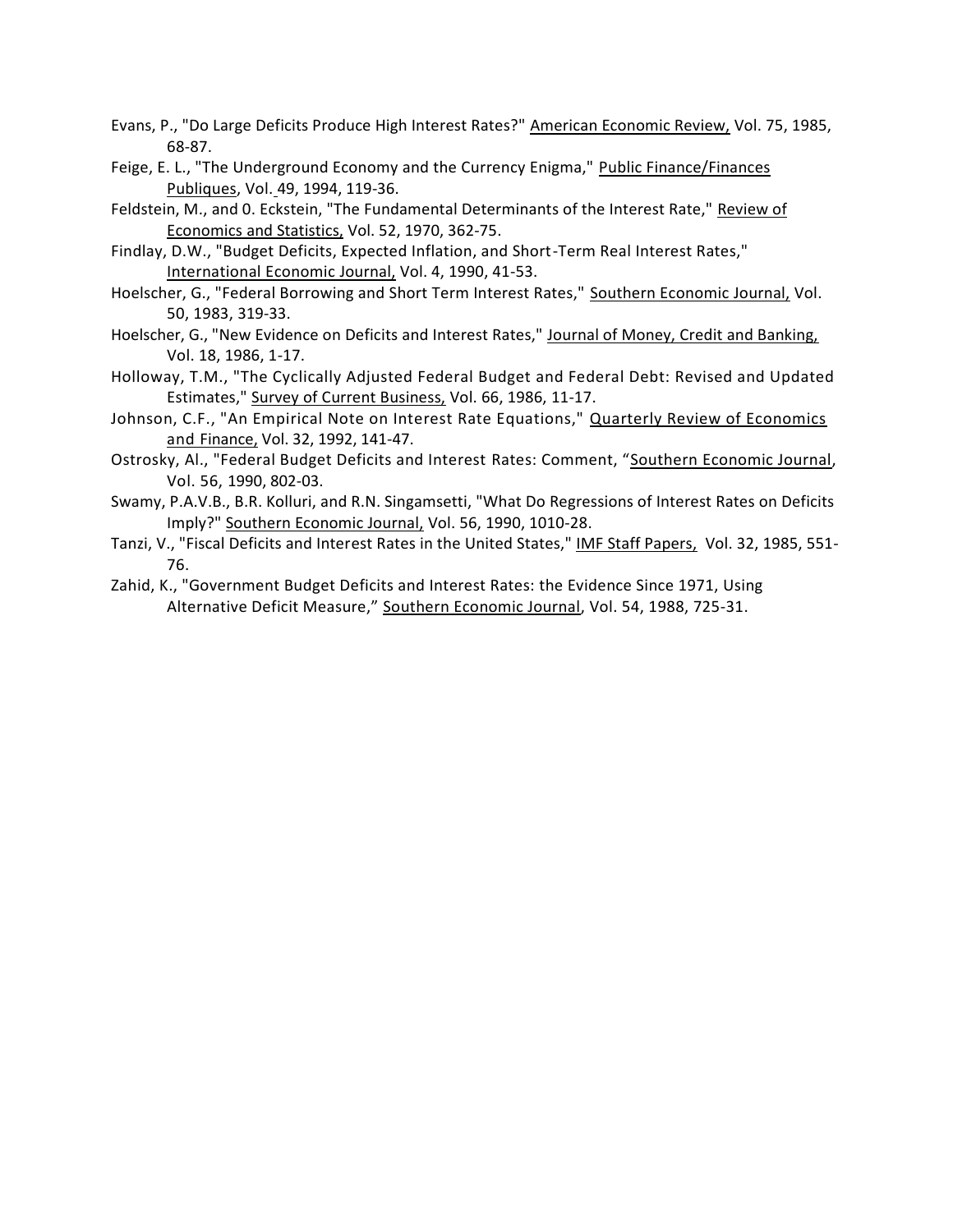Evans, P., "Do Large Deficits Produce High Interest Rates?" American Economic Review, Vol. 75, 1985, 68-87.

Feige, E. L., "The Underground Economy and the Currency Enigma," Public Finance/Finances Publiques, Vol. 49, 1994, 119-36.

Feldstein, M., and 0. Eckstein, "The Fundamental Determinants of the Interest Rate," Review of Economics and Statistics, Vol. 52, 1970, 362-75.

Findlay, D.W., "Budget Deficits, Expected Inflation, and Short-Term Real Interest Rates," International Economic Journal, Vol. 4, 1990, 41-53.

Hoelscher, G., "Federal Borrowing and Short Term Interest Rates," Southern Economic Journal, Vol. 50, 1983, 319-33.

Hoelscher, G., "New Evidence on Deficits and Interest Rates," Journal of Money, Credit and Banking, Vol. 18, 1986, 1-17.

Holloway, T.M., "The Cyclically Adjusted Federal Budget and Federal Debt: Revised and Updated Estimates," Survey of Current Business, Vol. 66, 1986, 11-17.

Johnson, C.F., "An Empirical Note on Interest Rate Equations," Quarterly Review of Economics and Finance, Vol. 32, 1992, 141-47.

Ostrosky, Al., "Federal Budget Deficits and Interest Rates: Comment, "Southern Economic Journal, Vol. 56, 1990, 802-03.

Swamy, P.A.V.B., B.R. Kolluri, and R.N. Singamsetti, "What Do Regressions of Interest Rates on Deficits Imply?" Southern Economic Journal, Vol. 56, 1990, 1010-28.

Tanzi, V., "Fiscal Deficits and Interest Rates in the United States," IMF Staff Papers, Vol. 32, 1985, 551-76.

Zahid, K., "Government Budget Deficits and Interest Rates: the Evidence Since 1971, Using Alternative Deficit Measure," Southern Economic Journal, Vol. 54, 1988, 725-31.